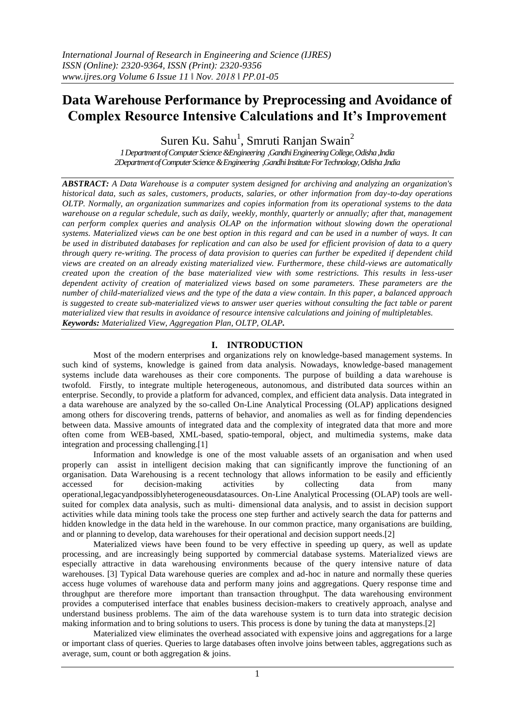# Data Warehouse Performance by Preprocessing and Avoidance of Complex Resource Intensive Calculations and It's Improvement

Suren Ku. Sahu[1], Smruti Ranjan Swain[2]

*1 Department of Computer Science &Engineering ,Gandhi Engineering College, Odisha ,India*
*2Department of Computer Science & Engineering ,Gandhi Institute For Technology, Odisha ,India*

***ABSTRACT:*** *A Data Warehouse is a computer system designed for archiving and analyzing an organization's historical data, such as sales, customers, products, salaries, or other information from day-to-day operations OLTP. Normally, an organization summarizes and copies information from its operational systems to the data warehouse on a regular schedule, such as daily, weekly, monthly, quarterly or annually; after that, management can perform complex queries and analysis OLAP on the information without slowing down the operational systems. Materialized views can be one best option in this regard and can be used in a number of ways. It can be used in distributed databases for replication and can also be used for efficient provision of data to a query through query re-writing. The process of data provision to queries can further be expedited if dependent child views are created on an already existing materialized view. Furthermore, these child-views are automatically created upon the creation of the base materialized view with some restrictions. This results in less-user dependent activity of creation of materialized views based on some parameters. These parameters are the number of child-materialized views and the type of the data a view contain. In this paper, a balanced approach is suggested to create sub-materialized views to answer user queries without consulting the fact table or parent materialized view that results in avoidance of resource intensive calculations and joining of multipletables.*
***Keywords:*** *Materialized View, Aggregation Plan, OLTP, OLAP.*

## I. INTRODUCTION

Most of the modern enterprises and organizations rely on knowledge-based management systems. In such kind of systems, knowledge is gained from data analysis. Nowadays, knowledge-based management systems include data warehouses as their core components. The purpose of building a data warehouse is twofold. Firstly, to integrate multiple heterogeneous, autonomous, and distributed data sources within an enterprise. Secondly, to provide a platform for advanced, complex, and efficient data analysis. Data integrated in a data warehouse are analyzed by the so-called On-Line Analytical Processing (OLAP) applications designed among others for discovering trends, patterns of behavior, and anomalies as well as for finding dependencies between data. Massive amounts of integrated data and the complexity of integrated data that more and more often come from WEB-based, XML-based, spatio-temporal, object, and multimedia systems, make data integration and processing challenging.[1]

Information and knowledge is one of the most valuable assets of an organisation and when used properly can assist in intelligent decision making that can significantly improve the functioning of an organisation. Data Warehousing is a recent technology that allows information to be easily and efficiently accessed for decision-making activities by collecting data from many operational,legacyandpossiblyheterogeneousdatasources. On-Line Analytical Processing (OLAP) tools are well-suited for complex data analysis, such as multi- dimensional data analysis, and to assist in decision support activities while data mining tools take the process one step further and actively search the data for patterns and hidden knowledge in the data held in the warehouse. In our common practice, many organisations are building, and or planning to develop, data warehouses for their operational and decision support needs.[2]

Materialized views have been found to be very effective in speeding up query, as well as update processing, and are increasingly being supported by commercial database systems. Materialized views are especially attractive in data warehousing environments because of the query intensive nature of data warehouses. [3] Typical Data warehouse queries are complex and ad-hoc in nature and normally these queries access huge volumes of warehouse data and perform many joins and aggregations. Query response time and throughput are therefore more important than transaction throughput. The data warehousing environment provides a computerised interface that enables business decision-makers to creatively approach, analyse and understand business problems. The aim of the data warehouse system is to turn data into strategic decision making information and to bring solutions to users. This process is done by tuning the data at manysteps.[2]

Materialized view eliminates the overhead associated with expensive joins and aggregations for a large or important class of queries. Queries to large databases often involve joins between tables, aggregations such as average, sum, count or both aggregation & joins.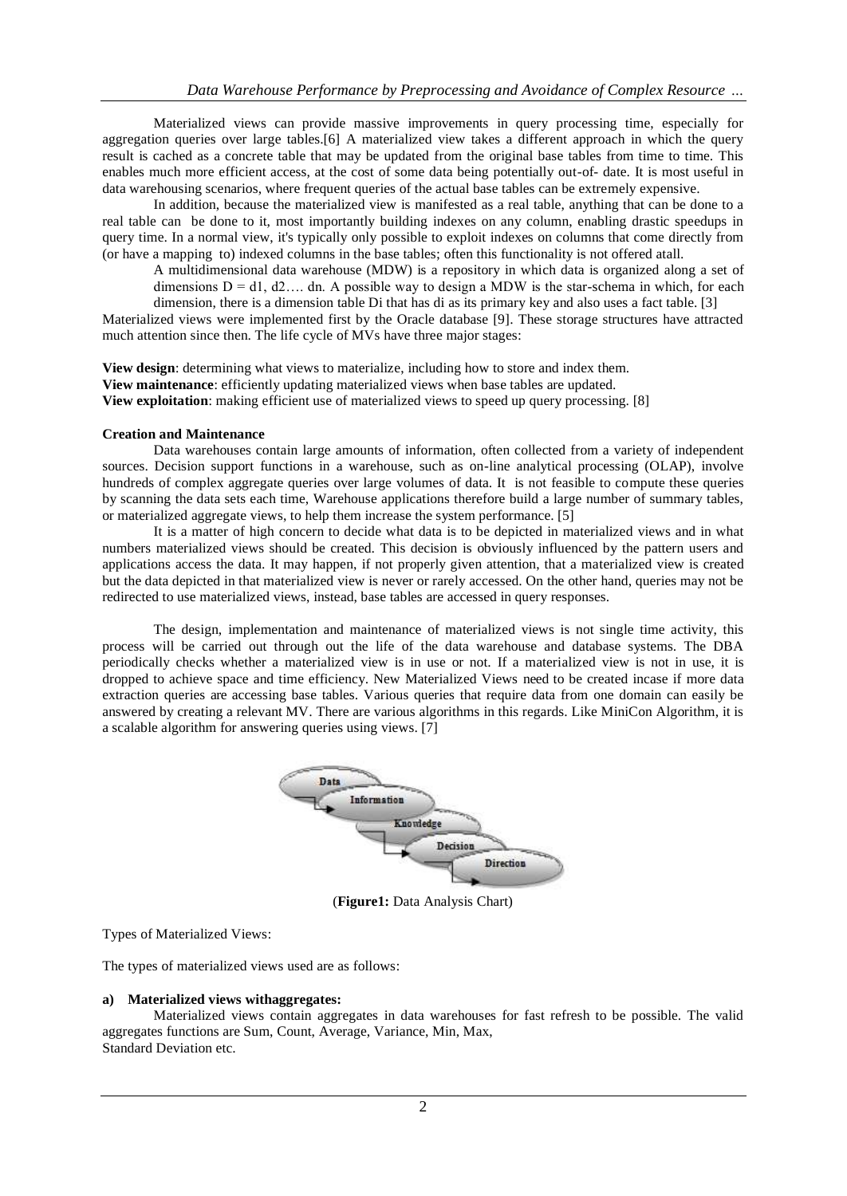Materialized views can provide massive improvements in query processing time, especially for aggregation queries over large tables.[6] A materialized view takes a different approach in which the query result is cached as a concrete table that may be updated from the original base tables from time to time. This enables much more efficient access, at the cost of some data being potentially out-of- date. It is most useful in data warehousing scenarios, where frequent queries of the actual base tables can be extremely expensive.

In addition, because the materialized view is manifested as a real table, anything that can be done to a real table can be done to it, most importantly building indexes on any column, enabling drastic speedups in query time. In a normal view, it's typically only possible to exploit indexes on columns that come directly from (or have a mapping to) indexed columns in the base tables; often this functionality is not offered atall.

A multidimensional data warehouse (MDW) is a repository in which data is organized along a set of dimensions D = d1, d2…. dn. A possible way to design a MDW is the star-schema in which, for each dimension, there is a dimension table Di that has di as its primary key and also uses a fact table. [3]

Materialized views were implemented first by the Oracle database [9]. These storage structures have attracted much attention since then. The life cycle of MVs have three major stages:

**View design**: determining what views to materialize, including how to store and index them.
**View maintenance**: efficiently updating materialized views when base tables are updated.
**View exploitation**: making efficient use of materialized views to speed up query processing. [8]

**Creation and Maintenance**

Data warehouses contain large amounts of information, often collected from a variety of independent sources. Decision support functions in a warehouse, such as on-line analytical processing (OLAP), involve hundreds of complex aggregate queries over large volumes of data. It is not feasible to compute these queries by scanning the data sets each time, Warehouse applications therefore build a large number of summary tables, or materialized aggregate views, to help them increase the system performance. [5]

It is a matter of high concern to decide what data is to be depicted in materialized views and in what numbers materialized views should be created. This decision is obviously influenced by the pattern users and applications access the data. It may happen, if not properly given attention, that a materialized view is created but the data depicted in that materialized view is never or rarely accessed. On the other hand, queries may not be redirected to use materialized views, instead, base tables are accessed in query responses.

The design, implementation and maintenance of materialized views is not single time activity, this process will be carried out through out the life of the data warehouse and database systems. The DBA periodically checks whether a materialized view is in use or not. If a materialized view is not in use, it is dropped to achieve space and time efficiency. New Materialized Views need to be created incase if more data extraction queries are accessing base tables. Various queries that require data from one domain can easily be answered by creating a relevant MV. There are various algorithms in this regards. Like MiniCon Algorithm, it is a scalable algorithm for answering queries using views. [7]

(**Figure1:** Data Analysis Chart)

Types of Materialized Views:

The types of materialized views used are as follows:

**a) Materialized views withaggregates:**

Materialized views contain aggregates in data warehouses for fast refresh to be possible. The valid aggregates functions are Sum, Count, Average, Variance, Min, Max,
Standard Deviation etc.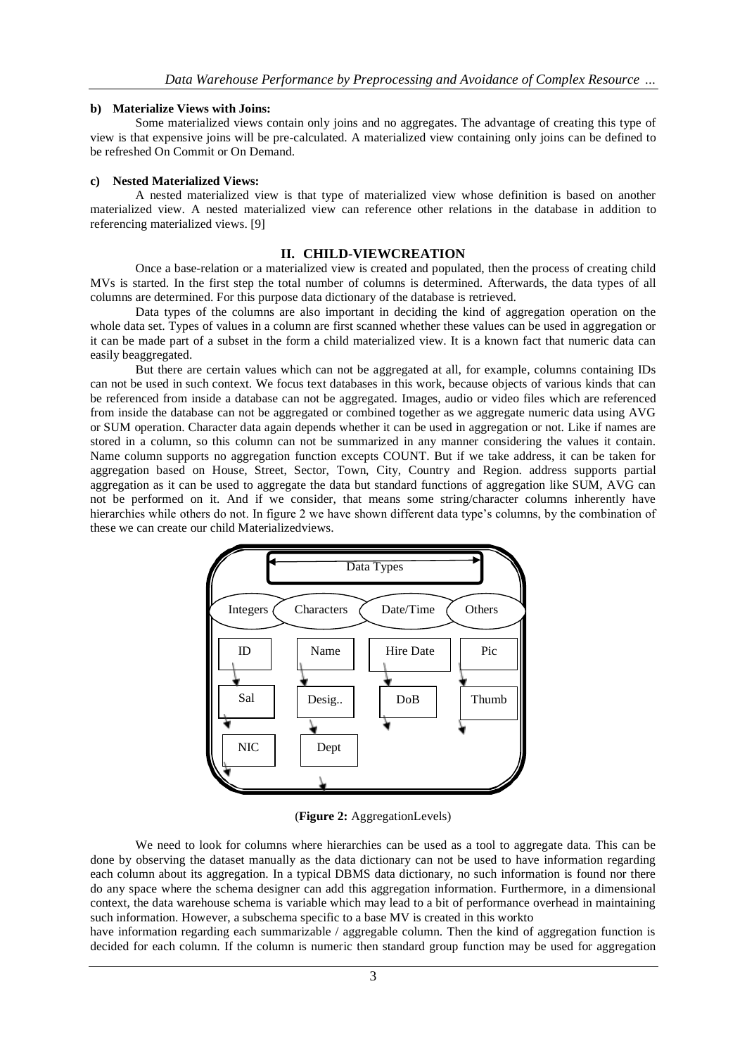**b) Materialize Views with Joins:**

Some materialized views contain only joins and no aggregates. The advantage of creating this type of view is that expensive joins will be pre-calculated. A materialized view containing only joins can be defined to be refreshed On Commit or On Demand.

**c) Nested Materialized Views:**

A nested materialized view is that type of materialized view whose definition is based on another materialized view. A nested materialized view can reference other relations in the database in addition to referencing materialized views. [9]

## II. CHILD-VIEWCREATION

Once a base-relation or a materialized view is created and populated, then the process of creating child MVs is started. In the first step the total number of columns is determined. Afterwards, the data types of all columns are determined. For this purpose data dictionary of the database is retrieved.

Data types of the columns are also important in deciding the kind of aggregation operation on the whole data set. Types of values in a column are first scanned whether these values can be used in aggregation or it can be made part of a subset in the form a child materialized view. It is a known fact that numeric data can easily beaggregated.

But there are certain values which can not be aggregated at all, for example, columns containing IDs can not be used in such context. We focus text databases in this work, because objects of various kinds that can be referenced from inside a database can not be aggregated. Images, audio or video files which are referenced from inside the database can not be aggregated or combined together as we aggregate numeric data using AVG or SUM operation. Character data again depends whether it can be used in aggregation or not. Like if names are stored in a column, so this column can not be summarized in any manner considering the values it contain. Name column supports no aggregation function excepts COUNT. But if we take address, it can be taken for aggregation based on House, Street, Sector, Town, City, Country and Region. address supports partial aggregation as it can be used to aggregate the data but standard functions of aggregation like SUM, AVG can not be performed on it. And if we consider, that means some string/character columns inherently have hierarchies while others do not. In figure 2 we have shown different data type's columns, by the combination of these we can create our child Materializedviews.

Data Types

Integers | Characters | Date/Time | Others

ID → Sal → NIC

Name → Desig.. → Dept

Hire Date → DoB

Pic → Thumb

(**Figure 2:** AggregationLevels)

We need to look for columns where hierarchies can be used as a tool to aggregate data. This can be done by observing the dataset manually as the data dictionary can not be used to have information regarding each column about its aggregation. In a typical DBMS data dictionary, no such information is found nor there do any space where the schema designer can add this aggregation information. Furthermore, in a dimensional context, the data warehouse schema is variable which may lead to a bit of performance overhead in maintaining such information. However, a subschema specific to a base MV is created in this workto have information regarding each summarizable / aggregable column. Then the kind of aggregation function is decided for each column. If the column is numeric then standard group function may be used for aggregation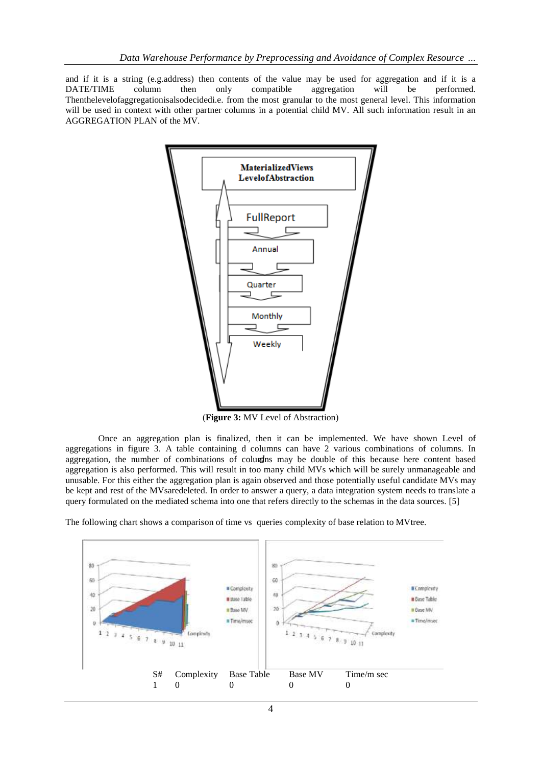and if it is a string (e.g.address) then contents of the value may be used for aggregation and if it is a DATE/TIME column then only compatible aggregation will be performed. Thenthelevelofaggregationisalsodecidedi.e. from the most granular to the most general level. This information will be used in context with other partner columns in a potential child MV. All such information result in an AGGREGATION PLAN of the MV.

(**Figure 3:** MV Level of Abstraction)

Once an aggregation plan is finalized, then it can be implemented. We have shown Level of aggregations in figure 3. A table containing d columns can have 2 various combinations of columns. In aggregation, the number of combinations of columns may be double of this because here content based aggregation is also performed. This will result in too many child MVs which will be surely unmanageable and unusable. For this either the aggregation plan is again observed and those potentially useful candidate MVs may be kept and rest of the MVsaredeleted. In order to answer a query, a data integration system needs to translate a query formulated on the mediated schema into one that refers directly to the schemas in the data sources. [5]

The following chart shows a comparison of time vs queries complexity of base relation to MVtree.

| S# | Complexity | Base Table | Base MV | Time/m sec |
|---|---|---|---|---|
| 1 | 0 | 0 | 0 | 0 |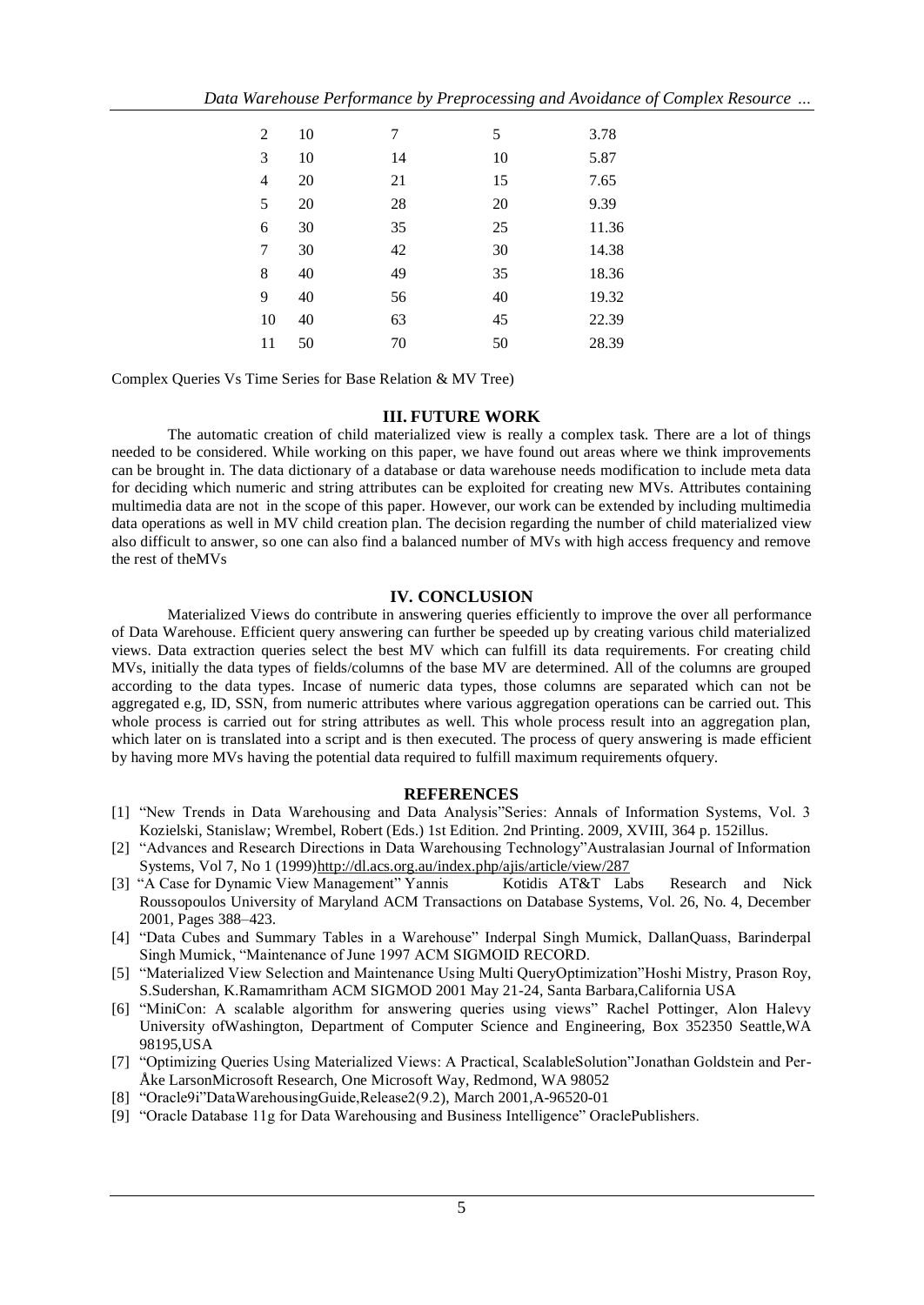| | | | | |
|---|---|---|---|---|
| 2 | 10 | 7 | 5 | 3.78 |
| 3 | 10 | 14 | 10 | 5.87 |
| 4 | 20 | 21 | 15 | 7.65 |
| 5 | 20 | 28 | 20 | 9.39 |
| 6 | 30 | 35 | 25 | 11.36 |
| 7 | 30 | 42 | 30 | 14.38 |
| 8 | 40 | 49 | 35 | 18.36 |
| 9 | 40 | 56 | 40 | 19.32 |
| 10 | 40 | 63 | 45 | 22.39 |
| 11 | 50 | 70 | 50 | 28.39 |

Complex Queries Vs Time Series for Base Relation & MV Tree)

## III. FUTURE WORK

The automatic creation of child materialized view is really a complex task. There are a lot of things needed to be considered. While working on this paper, we have found out areas where we think improvements can be brought in. The data dictionary of a database or data warehouse needs modification to include meta data for deciding which numeric and string attributes can be exploited for creating new MVs. Attributes containing multimedia data are not in the scope of this paper. However, our work can be extended by including multimedia data operations as well in MV child creation plan. The decision regarding the number of child materialized view also difficult to answer, so one can also find a balanced number of MVs with high access frequency and remove the rest of theMVs

## IV. CONCLUSION

Materialized Views do contribute in answering queries efficiently to improve the over all performance of Data Warehouse. Efficient query answering can further be speeded up by creating various child materialized views. Data extraction queries select the best MV which can fulfill its data requirements. For creating child MVs, initially the data types of fields/columns of the base MV are determined. All of the columns are grouped according to the data types. Incase of numeric data types, those columns are separated which can not be aggregated e.g, ID, SSN, from numeric attributes where various aggregation operations can be carried out. This whole process is carried out for string attributes as well. This whole process result into an aggregation plan, which later on is translated into a script and is then executed. The process of query answering is made efficient by having more MVs having the potential data required to fulfill maximum requirements ofquery.

## REFERENCES

[1] "New Trends in Data Warehousing and Data Analysis"Series: Annals of Information Systems, Vol. 3 Kozielski, Stanislaw; Wrembel, Robert (Eds.) 1st Edition. 2nd Printing. 2009, XVIII, 364 p. 152illus.

[2] "Advances and Research Directions in Data Warehousing Technology"Australasian Journal of Information Systems, Vol 7, No 1 (1999)http://dl.acs.org.au/index.php/ajis/article/view/287

[3] "A Case for Dynamic View Management" Yannis Kotidis AT&T Labs Research and Nick Roussopoulos University of Maryland ACM Transactions on Database Systems, Vol. 26, No. 4, December 2001, Pages 388–423.

[4] "Data Cubes and Summary Tables in a Warehouse" Inderpal Singh Mumick, DallanQuass, Barinderpal Singh Mumick, "Maintenance of June 1997 ACM SIGMOID RECORD.

[5] "Materialized View Selection and Maintenance Using Multi QueryOptimization"Hoshi Mistry, Prason Roy, S.Sudershan, K.Ramamritham ACM SIGMOD 2001 May 21-24, Santa Barbara,California USA

[6] "MiniCon: A scalable algorithm for answering queries using views" Rachel Pottinger, Alon Halevy University ofWashington, Department of Computer Science and Engineering, Box 352350 Seattle,WA 98195,USA

[7] "Optimizing Queries Using Materialized Views: A Practical, ScalableSolution"Jonathan Goldstein and Per-Åke LarsonMicrosoft Research, One Microsoft Way, Redmond, WA 98052

[8] "Oracle9i"DataWarehousingGuide,Release2(9.2), March 2001,A-96520-01

[9] "Oracle Database 11g for Data Warehousing and Business Intelligence" OraclePublishers.